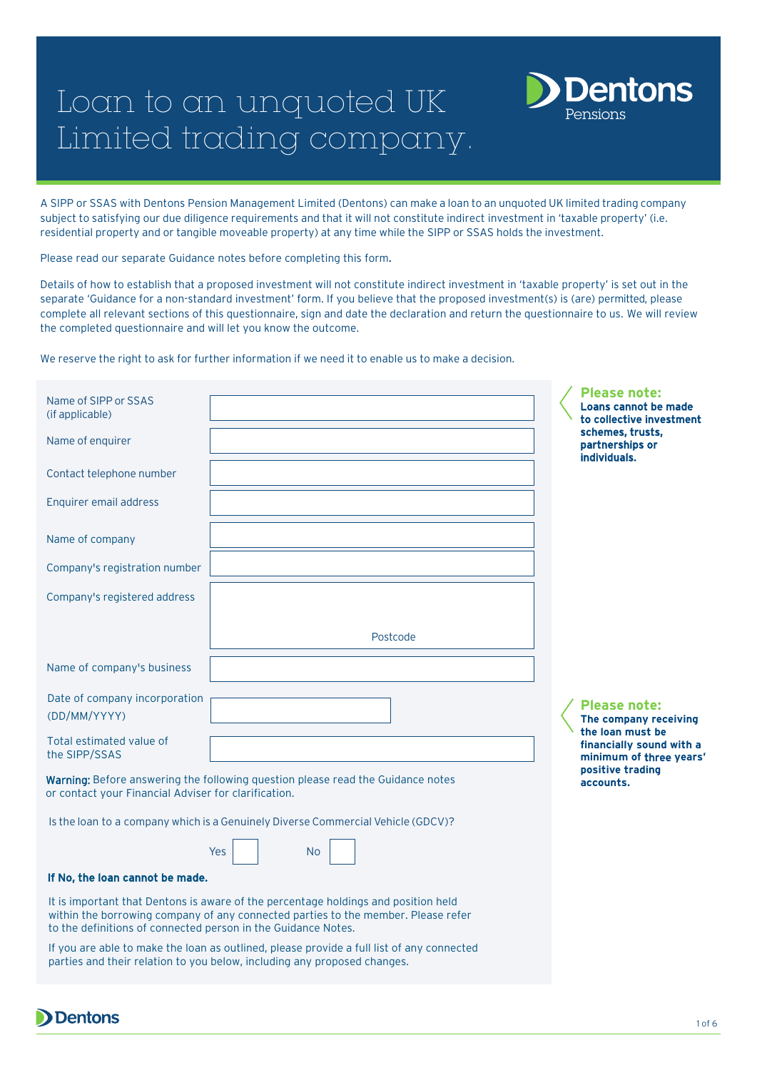# Loan to an unquoted UK Limited trading company.

Dentons Pensions

A SIPP or SSAS with Dentons Pension Management Limited (Dentons) can make a loan to an unquoted UK limited trading company subject to satisfying our due diligence requirements and that it will not constitute indirect investment in 'taxable property' (i.e. residential property and or tangible moveable property) at any time while the SIPP or SSAS holds the investment.

Please read our separate Guidance notes before completing this form.

Details of how to establish that a proposed investment will not constitute indirect investment in 'taxable property' is set out in the separate 'Guidance for a non-standard investment' form. If you believe that the proposed investment(s) is (are) permitted, please complete all relevant sections of this questionnaire, sign and date the declaration and return the questionnaire to us. We will review the completed questionnaire and will let you know the outcome.

We reserve the right to ask for further information if we need it to enable us to make a decision.

**Please note:** **Loans cannot be made to collective investment schemes, trusts, partnerships or individuals.**

| | |
|---|---|
| Name of SIPP or SSAS (if applicable) | |
| Name of enquirer | |
| Contact telephone number | |
| Enquirer email address | |
| Name of company | |
| Company's registration number | |
| Company's registered address | Postcode |
| Name of company's business | |
| Date of company incorporation (DD/MM/YYYY) | |
| Total estimated value of the SIPP/SSAS | |

**Please note:** **The company receiving the loan must be financially sound with a minimum of three years' positive trading accounts.**

**Warning:** Before answering the following question please read the Guidance notes or contact your Financial Adviser for clarification.

Is the loan to a company which is a Genuinely Diverse Commercial Vehicle (GDCV)?

Yes ☐ No ☐

**If No, the loan cannot be made.**

It is important that Dentons is aware of the percentage holdings and position held within the borrowing company of any connected parties to the member. Please refer to the definitions of connected person in the Guidance Notes.

If you are able to make the loan as outlined, please provide a full list of any connected parties and their relation to you below, including any proposed changes.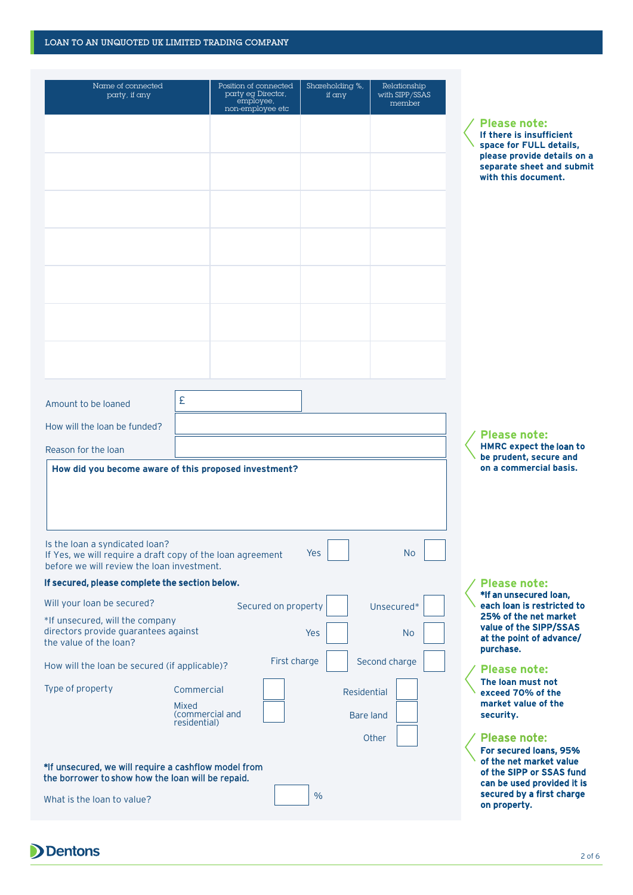## LOAN TO AN UNQUOTED UK LIMITED TRADING COMPANY

| Name of connected party, if any | Position of connected party eg Director, employee, non-employee etc | Shareholding %, if any | Relationship with SIPP/SSAS member |
|---|---|---|---|
| | | | |
| | | | |
| | | | |
| | | | |
| | | | |
| | | | |
| | | | |

**Please note:**
**If there is insufficient space for FULL details, please provide details on a separate sheet and submit with this document.**

Amount to be loaned £

How will the loan be funded?

Reason for the loan

**How did you become aware of this proposed investment?**

**Please note:**
**HMRC expect the loan to be prudent, secure and on a commercial basis.**

Is the loan a syndicated loan?
If Yes, we will require a draft copy of the loan agreement before we will review the loan investment. Yes ☐ No ☐

**If secured, please complete the section below.**

Will your loan be secured? Secured on property ☐ Unsecured* ☐

*If unsecured, will the company directors provide guarantees against the value of the loan? Yes ☐ No ☐

How will the loan be secured (if applicable)? First charge ☐ Second charge ☐

Type of property: Commercial ☐ Residential ☐ Mixed (commercial and residential) ☐ Bare land ☐ Other ☐

**Please note:**
***If an unsecured loan, each loan is restricted to 25% of the net market value of the SIPP/SSAS at the point of advance/ purchase.**

**Please note:**
**The loan must not exceed 70% of the market value of the security.**

**Please note:**
**For secured loans, 95% of the net market value of the SIPP or SSAS fund can be used provided it is secured by a first charge on property.**

***If unsecured, we will require a cashflow model from the borrower to show how the loan will be repaid.**

What is the loan to value? %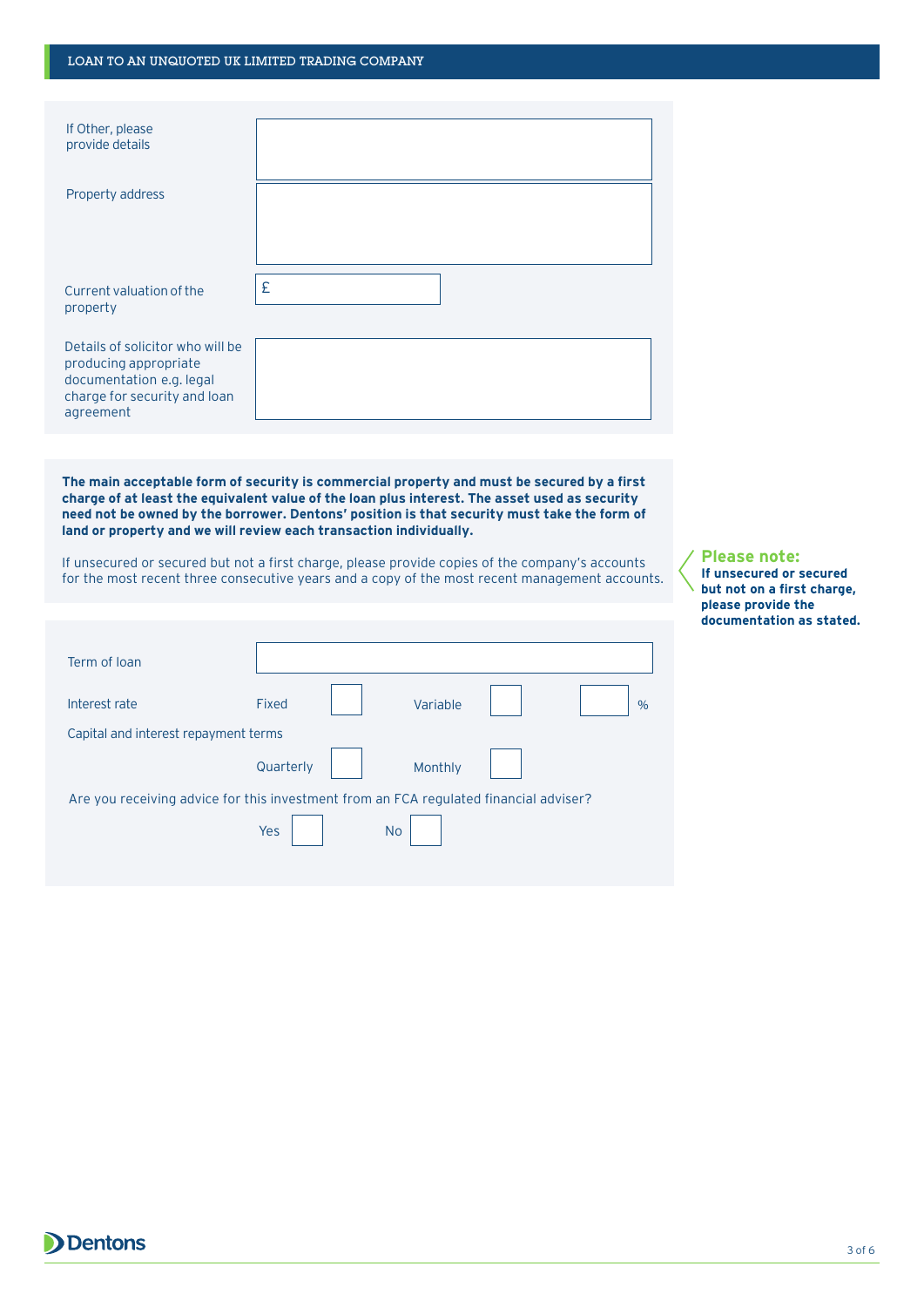## LOAN TO AN UNQUOTED UK LIMITED TRADING COMPANY

| | |
|---|---|
| If Other, please provide details | |
| Property address | |
| Current valuation of the property | £ |
| Details of solicitor who will be producing appropriate documentation e.g. legal charge for security and loan agreement | |

**The main acceptable form of security is commercial property and must be secured by a first charge of at least the equivalent value of the loan plus interest. The asset used as security need not be owned by the borrower. Dentons' position is that security must take the form of land or property and we will review each transaction individually.**

If unsecured or secured but not a first charge, please provide copies of the company's accounts for the most recent three consecutive years and a copy of the most recent management accounts.

**Please note:**
**If unsecured or secured but not on a first charge, please provide the documentation as stated.**

Term of loan

Interest rate  Fixed ☐  Variable ☐  ☐ %

Capital and interest repayment terms

Quarterly ☐  Monthly ☐

Are you receiving advice for this investment from an FCA regulated financial adviser?

Yes ☐  No ☐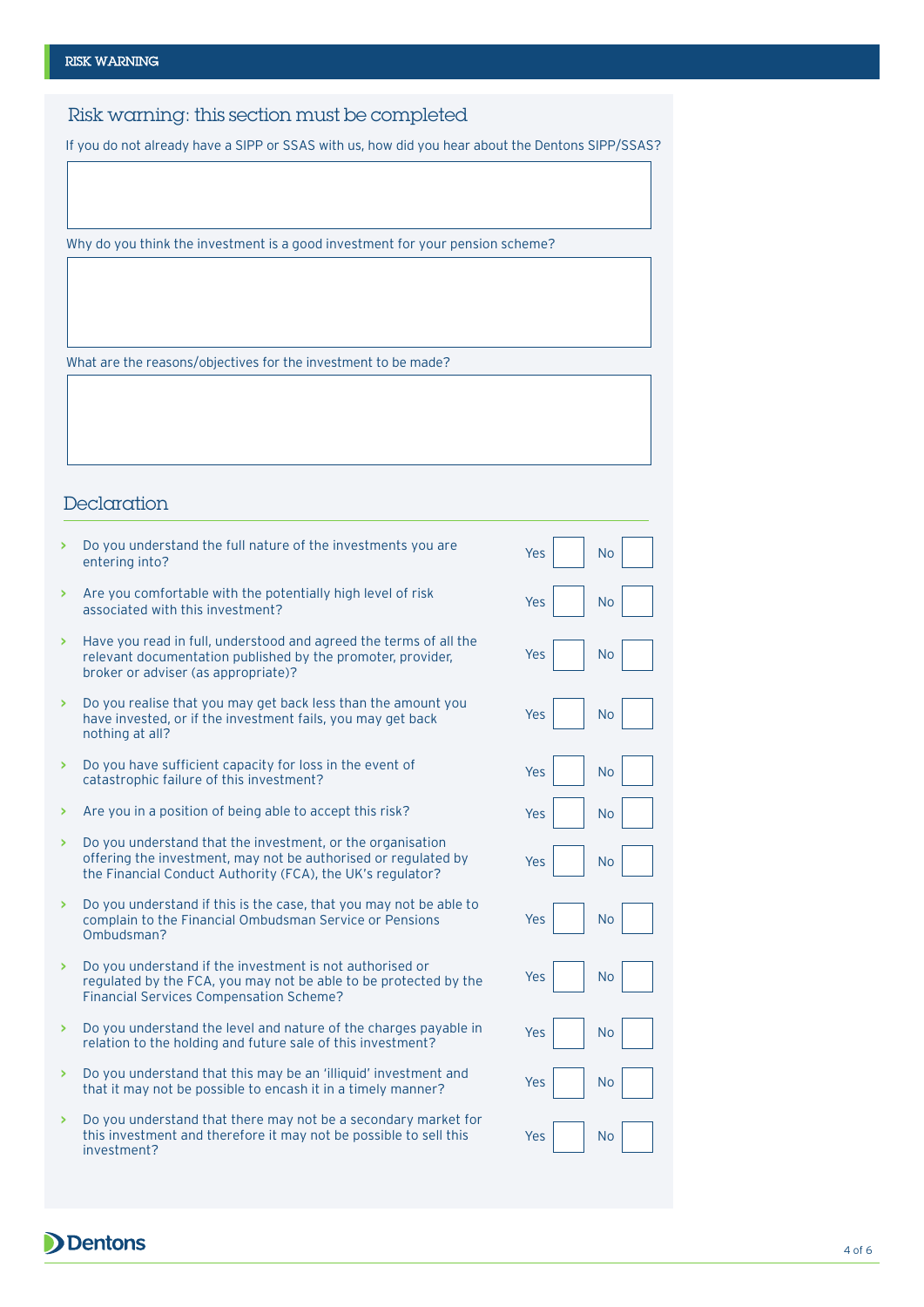## RISK WARNING

### Risk warning: this section must be completed

If you do not already have a SIPP or SSAS with us, how did you hear about the Dentons SIPP/SSAS?

Why do you think the investment is a good investment for your pension scheme?

What are the reasons/objectives for the investment to be made?

### Declaration

| Question | Yes | No |
|---|---|---|
| Do you understand the full nature of the investments you are entering into? | ☐ | ☐ |
| Are you comfortable with the potentially high level of risk associated with this investment? | ☐ | ☐ |
| Have you read in full, understood and agreed the terms of all the relevant documentation published by the promoter, provider, broker or adviser (as appropriate)? | ☐ | ☐ |
| Do you realise that you may get back less than the amount you have invested, or if the investment fails, you may get back nothing at all? | ☐ | ☐ |
| Do you have sufficient capacity for loss in the event of catastrophic failure of this investment? | ☐ | ☐ |
| Are you in a position of being able to accept this risk? | ☐ | ☐ |
| Do you understand that the investment, or the organisation offering the investment, may not be authorised or regulated by the Financial Conduct Authority (FCA), the UK's regulator? | ☐ | ☐ |
| Do you understand if this is the case, that you may not be able to complain to the Financial Ombudsman Service or Pensions Ombudsman? | ☐ | ☐ |
| Do you understand if the investment is not authorised or regulated by the FCA, you may not be able to be protected by the Financial Services Compensation Scheme? | ☐ | ☐ |
| Do you understand the level and nature of the charges payable in relation to the holding and future sale of this investment? | ☐ | ☐ |
| Do you understand that this may be an 'illiquid' investment and that it may not be possible to encash it in a timely manner? | ☐ | ☐ |
| Do you understand that there may not be a secondary market for this investment and therefore it may not be possible to sell this investment? | ☐ | ☐ |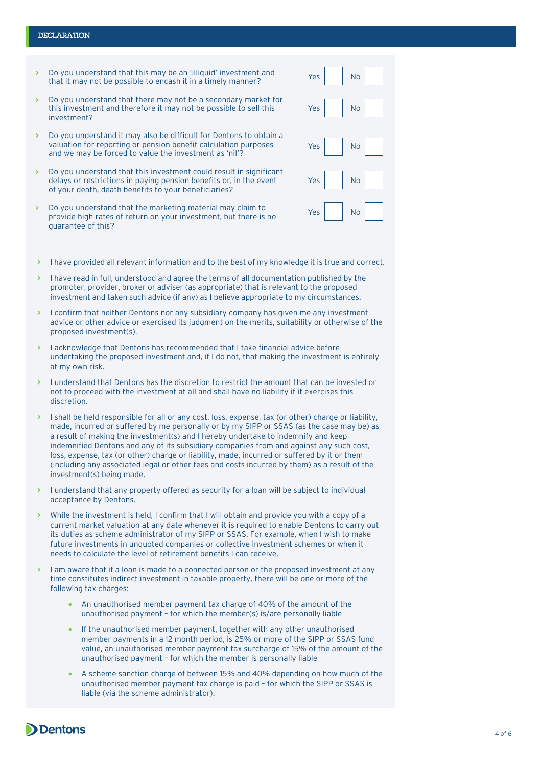## DECLARATION

| Question | Yes | No |
|---|---|---|
| Do you understand that this may be an 'illiquid' investment and that it may not be possible to encash it in a timely manner? | ☐ | ☐ |
| Do you understand that there may not be a secondary market for this investment and therefore it may not be possible to sell this investment? | ☐ | ☐ |
| Do you understand it may also be difficult for Dentons to obtain a valuation for reporting or pension benefit calculation purposes and we may be forced to value the investment as 'nil'? | ☐ | ☐ |
| Do you understand that this investment could result in significant delays or restrictions in paying pension benefits or, in the event of your death, death benefits to your beneficiaries? | ☐ | ☐ |
| Do you understand that the marketing material may claim to provide high rates of return on your investment, but there is no guarantee of this? | ☐ | ☐ |

- I have provided all relevant information and to the best of my knowledge it is true and correct.
- I have read in full, understood and agree the terms of all documentation published by the promoter, provider, broker or adviser (as appropriate) that is relevant to the proposed investment and taken such advice (if any) as I believe appropriate to my circumstances.
- I confirm that neither Dentons nor any subsidiary company has given me any investment advice or other advice or exercised its judgment on the merits, suitability or otherwise of the proposed investment(s).
- I acknowledge that Dentons has recommended that I take financial advice before undertaking the proposed investment and, if I do not, that making the investment is entirely at my own risk.
- I understand that Dentons has the discretion to restrict the amount that can be invested or not to proceed with the investment at all and shall have no liability if it exercises this discretion.
- I shall be held responsible for all or any cost, loss, expense, tax (or other) charge or liability, made, incurred or suffered by me personally or by my SIPP or SSAS (as the case may be) as a result of making the investment(s) and I hereby undertake to indemnify and keep indemnified Dentons and any of its subsidiary companies from and against any such cost, loss, expense, tax (or other) charge or liability, made, incurred or suffered by it or them (including any associated legal or other fees and costs incurred by them) as a result of the investment(s) being made.
- I understand that any property offered as security for a loan will be subject to individual acceptance by Dentons.
- While the investment is held, I confirm that I will obtain and provide you with a copy of a current market valuation at any date whenever it is required to enable Dentons to carry out its duties as scheme administrator of my SIPP or SSAS. For example, when I wish to make future investments in unquoted companies or collective investment schemes or when it needs to calculate the level of retirement benefits I can receive.
- I am aware that if a loan is made to a connected person or the proposed investment at any time constitutes indirect investment in taxable property, there will be one or more of the following tax charges:
  - An unauthorised member payment tax charge of 40% of the amount of the unauthorised payment – for which the member(s) is/are personally liable
  - If the unauthorised member payment, together with any other unauthorised member payments in a 12 month period, is 25% or more of the SIPP or SSAS fund value, an unauthorised member payment tax surcharge of 15% of the amount of the unauthorised payment – for which the member is personally liable
  - A scheme sanction charge of between 15% and 40% depending on how much of the unauthorised member payment tax charge is paid – for which the SIPP or SSAS is liable (via the scheme administrator).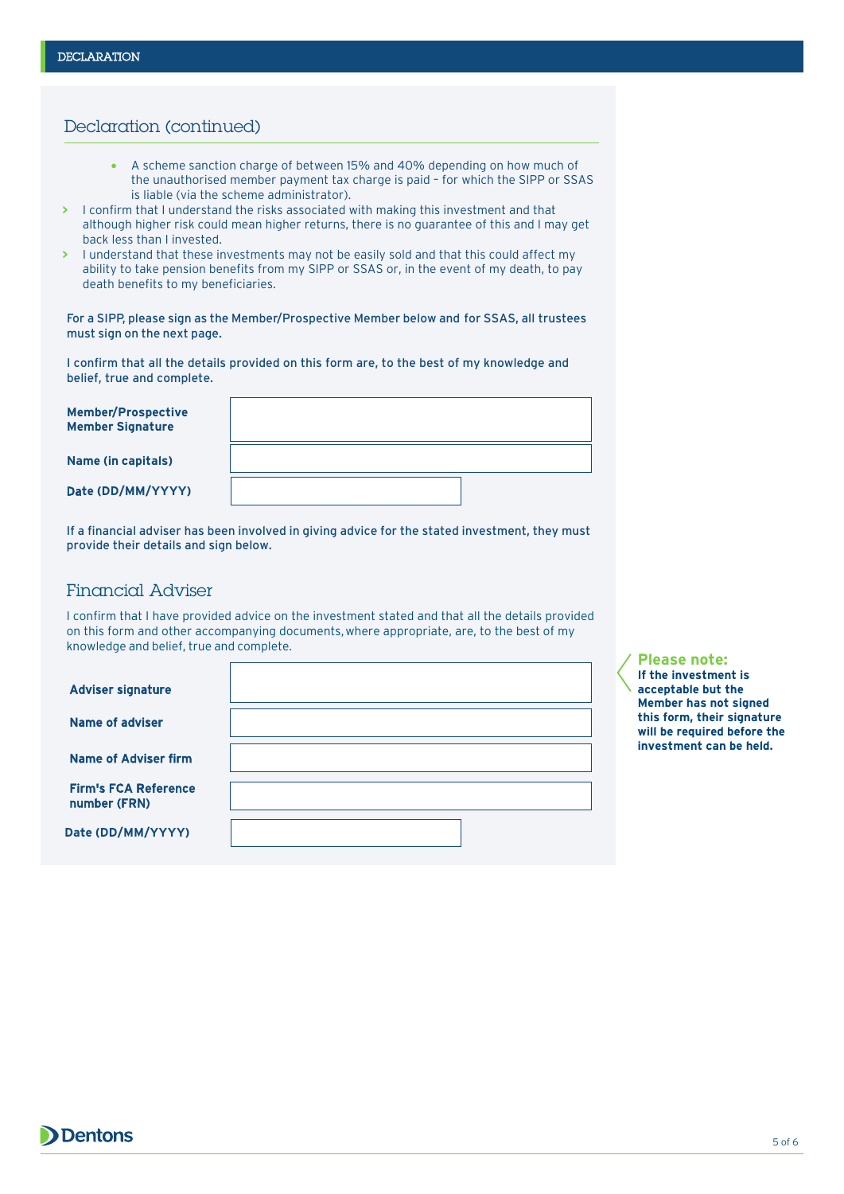DECLARATION

## Declaration (continued)

- A scheme sanction charge of between 15% and 40% depending on how much of the unauthorised member payment tax charge is paid – for which the SIPP or SSAS is liable (via the scheme administrator).

- I confirm that I understand the risks associated with making this investment and that although higher risk could mean higher returns, there is no guarantee of this and I may get back less than I invested.
- I understand that these investments may not be easily sold and that this could affect my ability to take pension benefits from my SIPP or SSAS or, in the event of my death, to pay death benefits to my beneficiaries.

**For a SIPP, please sign as the Member/Prospective Member below and for SSAS, all trustees must sign on the next page.**

**I confirm that all the details provided on this form are, to the best of my knowledge and belief, true and complete.**

| | |
|---|---|
| **Member/Prospective Member Signature** | |
| **Name (in capitals)** | |
| **Date (DD/MM/YYYY)** | |

**If a financial adviser has been involved in giving advice for the stated investment, they must provide their details and sign below.**

## Financial Adviser

I confirm that I have provided advice on the investment stated and that all the details provided on this form and other accompanying documents, where appropriate, are, to the best of my knowledge and belief, true and complete.

| | |
|---|---|
| **Adviser signature** | |
| **Name of adviser** | |
| **Name of Adviser firm** | |
| **Firm's FCA Reference number (FRN)** | |
| **Date (DD/MM/YYYY)** | |

**Please note:**
**If the investment is acceptable but the Member has not signed this form, their signature will be required before the investment can be held.**

Dentons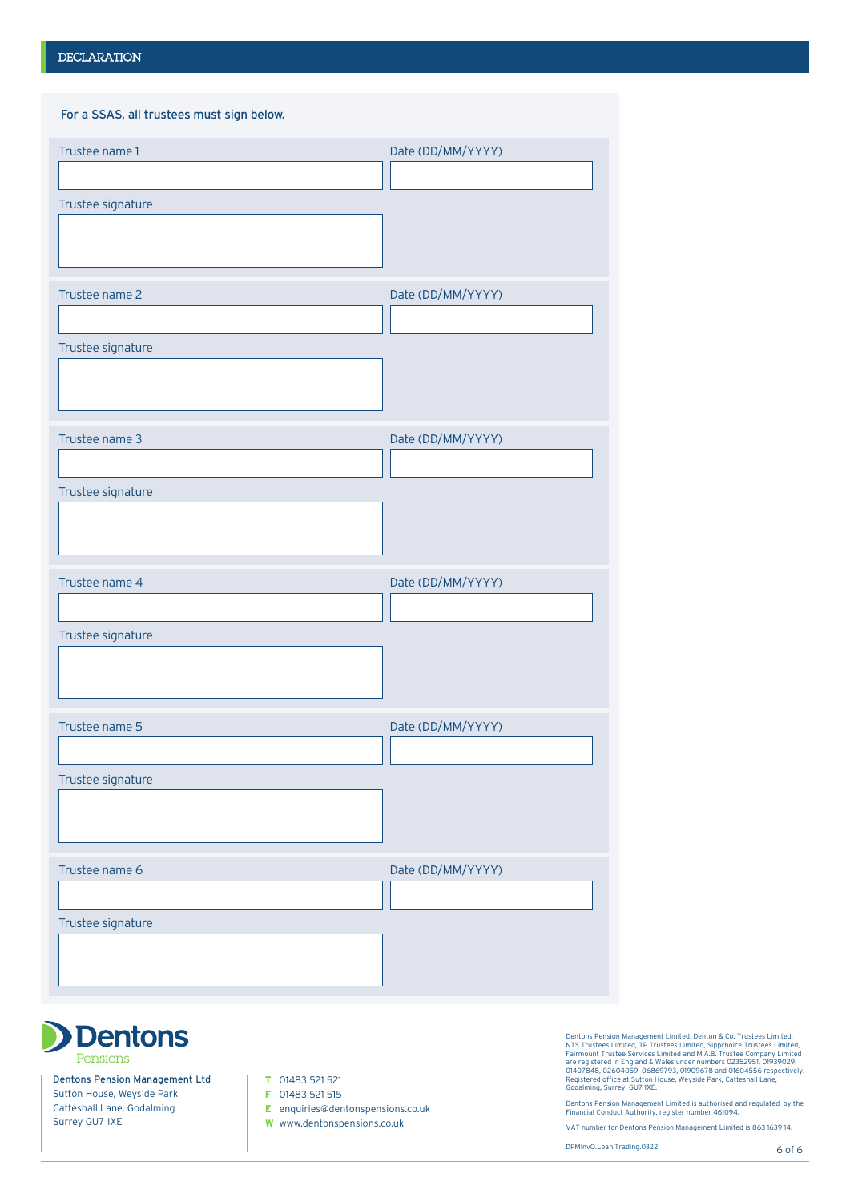## DECLARATION

For a SSAS, all trustees must sign below.

| | |
|---|---|
| Trustee name 1 | Date (DD/MM/YYYY) |
| Trustee signature | |
| Trustee name 2 | Date (DD/MM/YYYY) |
| Trustee signature | |
| Trustee name 3 | Date (DD/MM/YYYY) |
| Trustee signature | |
| Trustee name 4 | Date (DD/MM/YYYY) |
| Trustee signature | |
| Trustee name 5 | Date (DD/MM/YYYY) |
| Trustee signature | |
| Trustee name 6 | Date (DD/MM/YYYY) |
| Trustee signature | |

Dentons Pensions

**Dentons Pension Management Ltd**
Sutton House, Weyside Park
Catteshall Lane, Godalming
Surrey GU7 1XE

**T** 01483 521 521
**F** 01483 521 515
**E** enquiries@dentonspensions.co.uk
**W** www.dentonspensions.co.uk

Dentons Pension Management Limited, Denton & Co. Trustees Limited, NTS Trustees Limited, TP Trustees Limited, Sippchoice Trustees Limited, Fairmount Trustee Services Limited and M.A.B. Trustee Company Limited are registered in England & Wales under numbers 02352951, 01939029, 01407848, 02604059, 06869793, 01909678 and 01604556 respectively. Registered office at Sutton House, Weyside Park, Catteshall Lane, Godalming, Surrey, GU7 1XE.

Dentons Pension Management Limited is authorised and regulated by the Financial Conduct Authority, register number 461094.

VAT number for Dentons Pension Management Limited is 863 1639 14.

DPMInvQ.Loan.Trading.0322